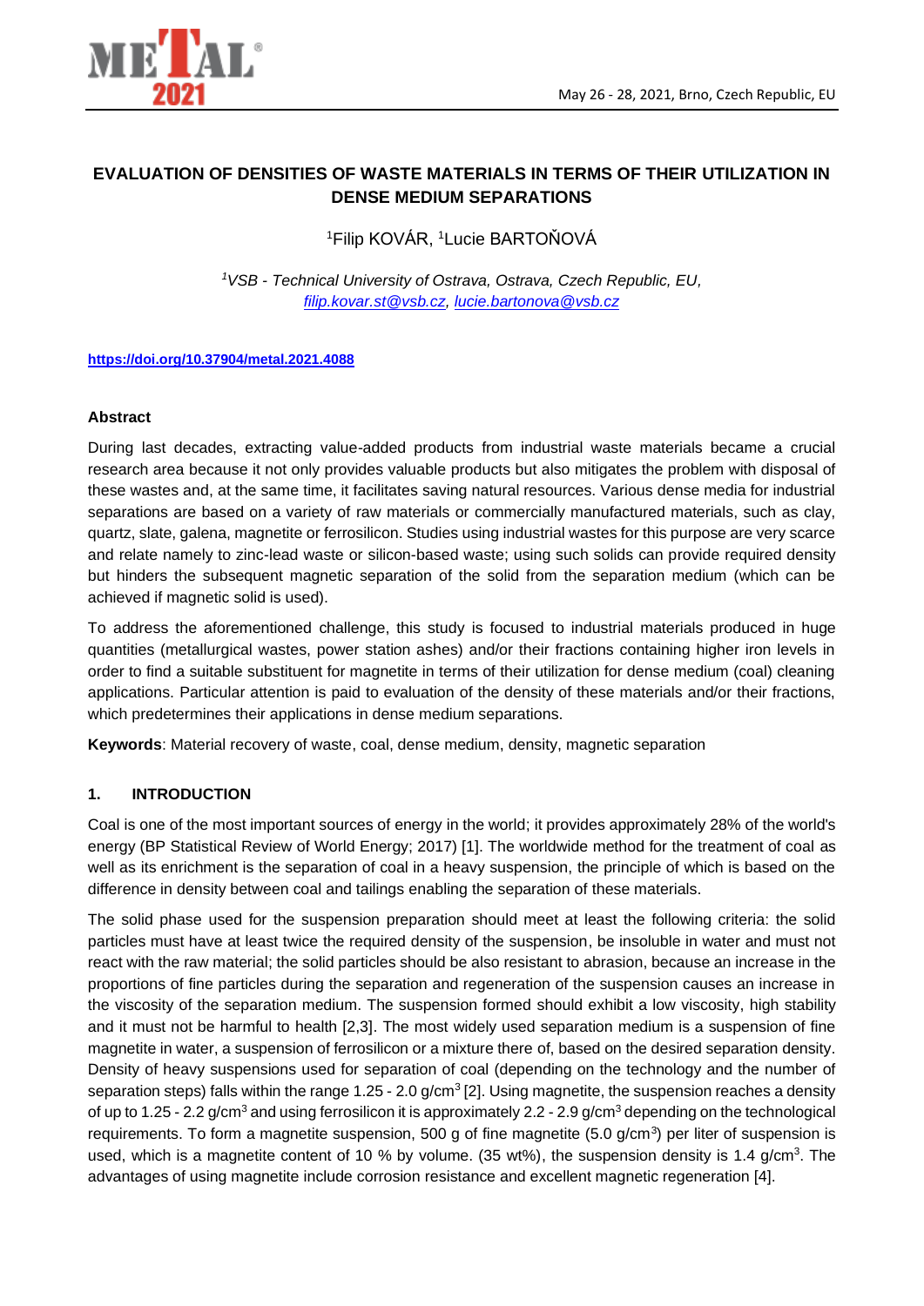# EVALUATION OF DENSITIES OF WASTE MATERIALS IN TERMS OF THEIR UTILIZATION IN DENSE MEDIUM SEPARATIONS

[1]Filip KOVÁR, [1]Lucie BARTOŇOVÁ

*[1]VSB - Technical University of Ostrava, Ostrava, Czech Republic, EU,*
*filip.kovar.st@vsb.cz, lucie.bartonova@vsb.cz*

**https://doi.org/10.37904/metal.2021.4088**

### Abstract

During last decades, extracting value-added products from industrial waste materials became a crucial research area because it not only provides valuable products but also mitigates the problem with disposal of these wastes and, at the same time, it facilitates saving natural resources. Various dense media for industrial separations are based on a variety of raw materials or commercially manufactured materials, such as clay, quartz, slate, galena, magnetite or ferrosilicon. Studies using industrial wastes for this purpose are very scarce and relate namely to zinc-lead waste or silicon-based waste; using such solids can provide required density but hinders the subsequent magnetic separation of the solid from the separation medium (which can be achieved if magnetic solid is used).

To address the aforementioned challenge, this study is focused to industrial materials produced in huge quantities (metallurgical wastes, power station ashes) and/or their fractions containing higher iron levels in order to find a suitable substituent for magnetite in terms of their utilization for dense medium (coal) cleaning applications. Particular attention is paid to evaluation of the density of these materials and/or their fractions, which predetermines their applications in dense medium separations.

**Keywords**: Material recovery of waste, coal, dense medium, density, magnetic separation

## 1. INTRODUCTION

Coal is one of the most important sources of energy in the world; it provides approximately 28% of the world's energy (BP Statistical Review of World Energy; 2017) [1]. The worldwide method for the treatment of coal as well as its enrichment is the separation of coal in a heavy suspension, the principle of which is based on the difference in density between coal and tailings enabling the separation of these materials.

The solid phase used for the suspension preparation should meet at least the following criteria: the solid particles must have at least twice the required density of the suspension, be insoluble in water and must not react with the raw material; the solid particles should be also resistant to abrasion, because an increase in the proportions of fine particles during the separation and regeneration of the suspension causes an increase in the viscosity of the separation medium. The suspension formed should exhibit a low viscosity, high stability and it must not be harmful to health [2,3]. The most widely used separation medium is a suspension of fine magnetite in water, a suspension of ferrosilicon or a mixture there of, based on the desired separation density. Density of heavy suspensions used for separation of coal (depending on the technology and the number of separation steps) falls within the range 1.25 - 2.0 g/cm$^3$ [2]. Using magnetite, the suspension reaches a density of up to 1.25 - 2.2 g/cm$^3$ and using ferrosilicon it is approximately 2.2 - 2.9 g/cm$^3$ depending on the technological requirements. To form a magnetite suspension, 500 g of fine magnetite (5.0 g/cm$^3$) per liter of suspension is used, which is a magnetite content of 10 % by volume. (35 wt%), the suspension density is 1.4 g/cm$^3$. The advantages of using magnetite include corrosion resistance and excellent magnetic regeneration [4].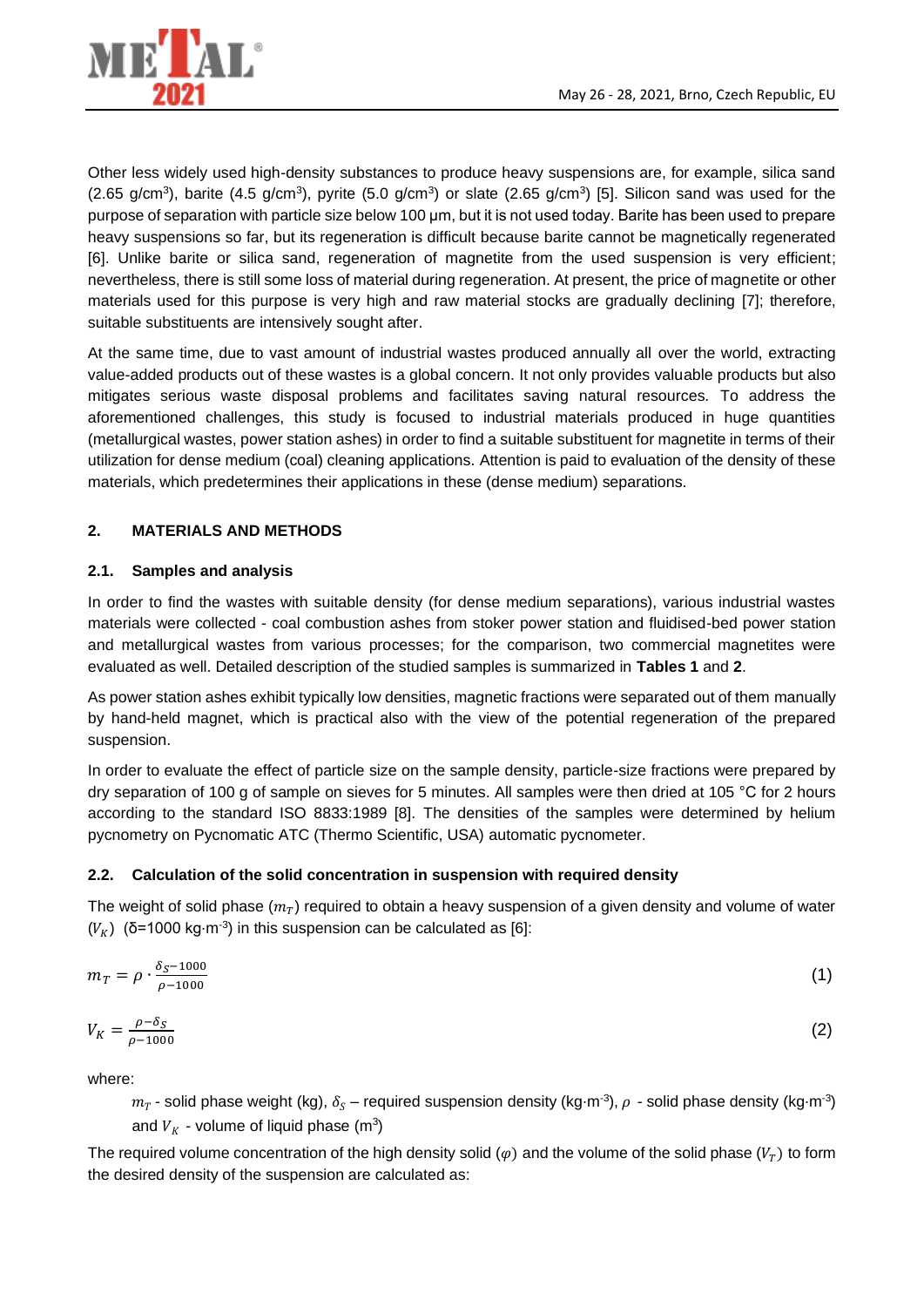Other less widely used high-density substances to produce heavy suspensions are, for example, silica sand (2.65 g/cm$^3$), barite (4.5 g/cm$^3$), pyrite (5.0 g/cm$^3$) or slate (2.65 g/cm$^3$) [5]. Silicon sand was used for the purpose of separation with particle size below 100 µm, but it is not used today. Barite has been used to prepare heavy suspensions so far, but its regeneration is difficult because barite cannot be magnetically regenerated [6]. Unlike barite or silica sand, regeneration of magnetite from the used suspension is very efficient; nevertheless, there is still some loss of material during regeneration. At present, the price of magnetite or other materials used for this purpose is very high and raw material stocks are gradually declining [7]; therefore, suitable substituents are intensively sought after.

At the same time, due to vast amount of industrial wastes produced annually all over the world, extracting value-added products out of these wastes is a global concern. It not only provides valuable products but also mitigates serious waste disposal problems and facilitates saving natural resources. To address the aforementioned challenges, this study is focused to industrial materials produced in huge quantities (metallurgical wastes, power station ashes) in order to find a suitable substituent for magnetite in terms of their utilization for dense medium (coal) cleaning applications. Attention is paid to evaluation of the density of these materials, which predetermines their applications in these (dense medium) separations.

## 2. MATERIALS AND METHODS

### 2.1. Samples and analysis

In order to find the wastes with suitable density (for dense medium separations), various industrial wastes materials were collected - coal combustion ashes from stoker power station and fluidised-bed power station and metallurgical wastes from various processes; for the comparison, two commercial magnetites were evaluated as well. Detailed description of the studied samples is summarized in **Tables 1** and **2**.

As power station ashes exhibit typically low densities, magnetic fractions were separated out of them manually by hand-held magnet, which is practical also with the view of the potential regeneration of the prepared suspension.

In order to evaluate the effect of particle size on the sample density, particle-size fractions were prepared by dry separation of 100 g of sample on sieves for 5 minutes. All samples were then dried at 105 °C for 2 hours according to the standard ISO 8833:1989 [8]. The densities of the samples were determined by helium pycnometry on Pycnomatic ATC (Thermo Scientific, USA) automatic pycnometer.

### 2.2. Calculation of the solid concentration in suspension with required density

The weight of solid phase ($m_T$) required to obtain a heavy suspension of a given density and volume of water ($V_K$) (δ=1000 kg·m$^{-3}$) in this suspension can be calculated as [6]:

$$m_T = \rho \cdot \frac{\delta_S - 1000}{\rho - 1000} \tag{1}$$

$$V_K = \frac{\rho - \delta_S}{\rho - 1000} \tag{2}$$

where:

$m_T$ - solid phase weight (kg), $\delta_S$ – required suspension density (kg·m$^{-3}$), $\rho$ - solid phase density (kg·m$^{-3}$) and $V_K$ - volume of liquid phase (m$^3$)

The required volume concentration of the high density solid ($\varphi$) and the volume of the solid phase ($V_T$) to form the desired density of the suspension are calculated as: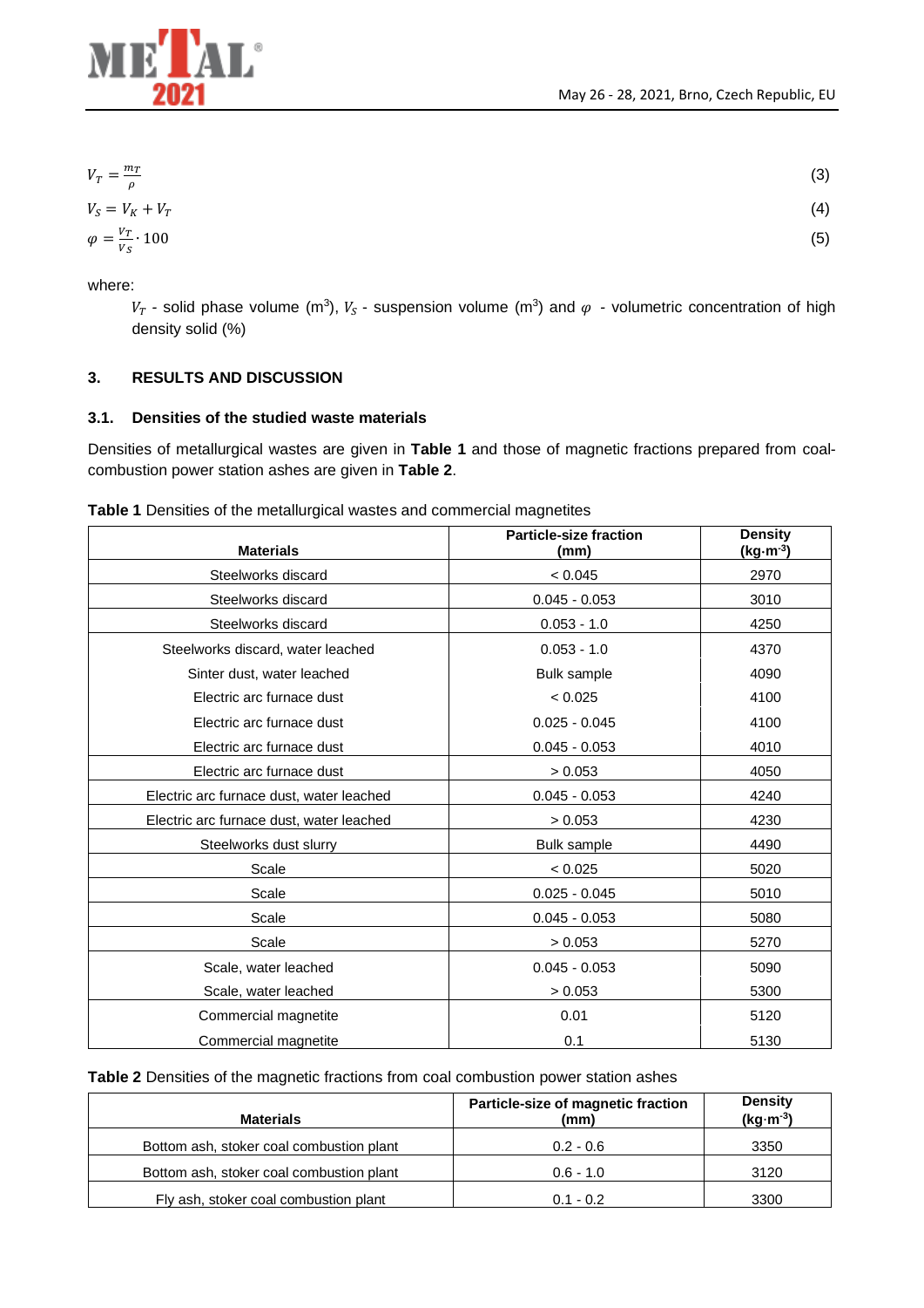$$V_T = \frac{m_T}{\rho} \quad (3)$$

$$V_S = V_K + V_T \quad (4)$$

$$\varphi = \frac{V_T}{V_S} \cdot 100 \quad (5)$$

where:

$V_T$ - solid phase volume (m$^3$), $V_S$ - suspension volume (m$^3$) and $\varphi$ - volumetric concentration of high density solid (%)

## 3. RESULTS AND DISCUSSION

### 3.1. Densities of the studied waste materials

Densities of metallurgical wastes are given in **Table 1** and those of magnetic fractions prepared from coal-combustion power station ashes are given in **Table 2**.

**Table 1** Densities of the metallurgical wastes and commercial magnetites

| Materials | Particle-size fraction (mm) | Density (kg·m$^{-3}$) |
|---|---|---|
| Steelworks discard | < 0.045 | 2970 |
| Steelworks discard | 0.045 - 0.053 | 3010 |
| Steelworks discard | 0.053 - 1.0 | 4250 |
| Steelworks discard, water leached | 0.053 - 1.0 | 4370 |
| Sinter dust, water leached | Bulk sample | 4090 |
| Electric arc furnace dust | < 0.025 | 4100 |
| Electric arc furnace dust | 0.025 - 0.045 | 4100 |
| Electric arc furnace dust | 0.045 - 0.053 | 4010 |
| Electric arc furnace dust | > 0.053 | 4050 |
| Electric arc furnace dust, water leached | 0.045 - 0.053 | 4240 |
| Electric arc furnace dust, water leached | > 0.053 | 4230 |
| Steelworks dust slurry | Bulk sample | 4490 |
| Scale | < 0.025 | 5020 |
| Scale | 0.025 - 0.045 | 5010 |
| Scale | 0.045 - 0.053 | 5080 |
| Scale | > 0.053 | 5270 |
| Scale, water leached | 0.045 - 0.053 | 5090 |
| Scale, water leached | > 0.053 | 5300 |
| Commercial magnetite | 0.01 | 5120 |
| Commercial magnetite | 0.1 | 5130 |

**Table 2** Densities of the magnetic fractions from coal combustion power station ashes

| Materials | Particle-size of magnetic fraction (mm) | Density (kg·m$^{-3}$) |
|---|---|---|
| Bottom ash, stoker coal combustion plant | 0.2 - 0.6 | 3350 |
| Bottom ash, stoker coal combustion plant | 0.6 - 1.0 | 3120 |
| Fly ash, stoker coal combustion plant | 0.1 - 0.2 | 3300 |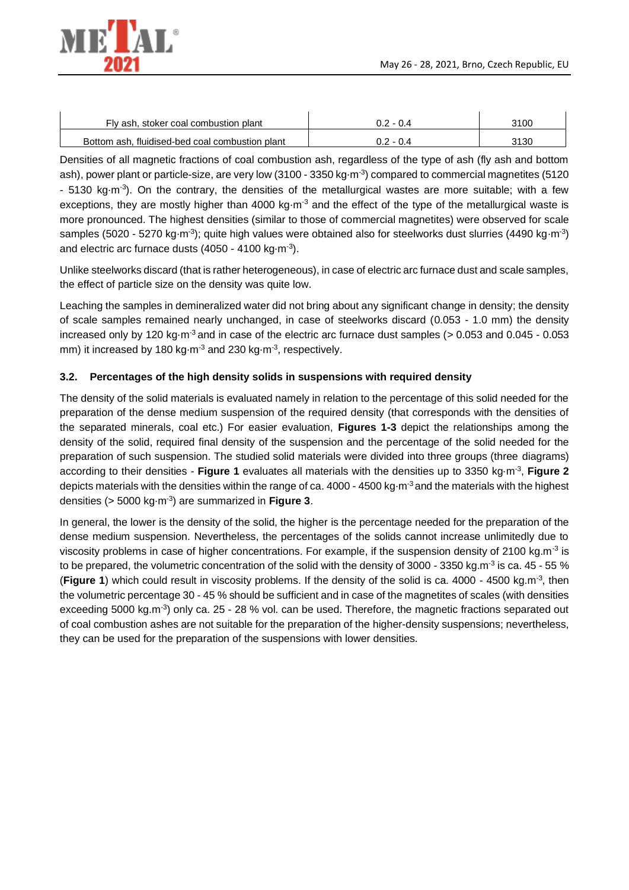| | | |
|---|---|---|
| Fly ash, stoker coal combustion plant | 0.2 - 0.4 | 3100 |
| Bottom ash, fluidised-bed coal combustion plant | 0.2 - 0.4 | 3130 |

Densities of all magnetic fractions of coal combustion ash, regardless of the type of ash (fly ash and bottom ash), power plant or particle-size, are very low (3100 - 3350 kg·m$^{-3}$) compared to commercial magnetites (5120 - 5130 kg·m$^{-3}$). On the contrary, the densities of the metallurgical wastes are more suitable; with a few exceptions, they are mostly higher than 4000 kg·m$^{-3}$ and the effect of the type of the metallurgical waste is more pronounced. The highest densities (similar to those of commercial magnetites) were observed for scale samples (5020 - 5270 kg·m$^{-3}$); quite high values were obtained also for steelworks dust slurries (4490 kg·m$^{-3}$) and electric arc furnace dusts (4050 - 4100 kg·m$^{-3}$).

Unlike steelworks discard (that is rather heterogeneous), in case of electric arc furnace dust and scale samples, the effect of particle size on the density was quite low.

Leaching the samples in demineralized water did not bring about any significant change in density; the density of scale samples remained nearly unchanged, in case of steelworks discard (0.053 - 1.0 mm) the density increased only by 120 kg·m$^{-3}$ and in case of the electric arc furnace dust samples (> 0.053 and 0.045 - 0.053 mm) it increased by 180 kg·m$^{-3}$ and 230 kg·m$^{-3}$, respectively.

### 3.2. Percentages of the high density solids in suspensions with required density

The density of the solid materials is evaluated namely in relation to the percentage of this solid needed for the preparation of the dense medium suspension of the required density (that corresponds with the densities of the separated minerals, coal etc.) For easier evaluation, **Figures 1-3** depict the relationships among the density of the solid, required final density of the suspension and the percentage of the solid needed for the preparation of such suspension. The studied solid materials were divided into three groups (three diagrams) according to their densities - **Figure 1** evaluates all materials with the densities up to 3350 kg·m$^{-3}$, **Figure 2** depicts materials with the densities within the range of ca. 4000 - 4500 kg·m$^{-3}$ and the materials with the highest densities (> 5000 kg·m$^{-3}$) are summarized in **Figure 3**.

In general, the lower is the density of the solid, the higher is the percentage needed for the preparation of the dense medium suspension. Nevertheless, the percentages of the solids cannot increase unlimitedly due to viscosity problems in case of higher concentrations. For example, if the suspension density of 2100 kg.m$^{-3}$ is to be prepared, the volumetric concentration of the solid with the density of 3000 - 3350 kg.m$^{-3}$ is ca. 45 - 55 % (**Figure 1**) which could result in viscosity problems. If the density of the solid is ca. 4000 - 4500 kg.m$^{-3}$, then the volumetric percentage 30 - 45 % should be sufficient and in case of the magnetites of scales (with densities exceeding 5000 kg.m$^{-3}$) only ca. 25 - 28 % vol. can be used. Therefore, the magnetic fractions separated out of coal combustion ashes are not suitable for the preparation of the higher-density suspensions; nevertheless, they can be used for the preparation of the suspensions with lower densities.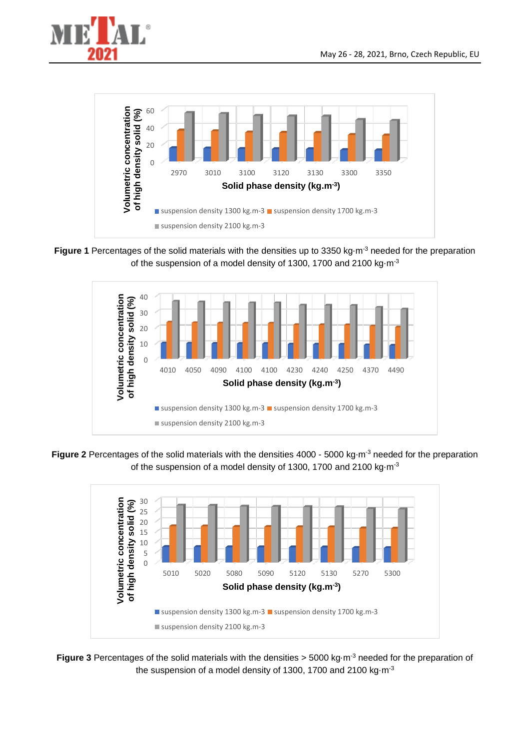**Figure 1** Percentages of the solid materials with the densities up to 3350 kg·m$^{-3}$ needed for the preparation of the suspension of a model density of 1300, 1700 and 2100 kg·m$^{-3}$

**Figure 2** Percentages of the solid materials with the densities 4000 - 5000 kg·m$^{-3}$ needed for the preparation of the suspension of a model density of 1300, 1700 and 2100 kg·m$^{-3}$

**Figure 3** Percentages of the solid materials with the densities > 5000 kg·m$^{-3}$ needed for the preparation of the suspension of a model density of 1300, 1700 and 2100 kg·m$^{-3}$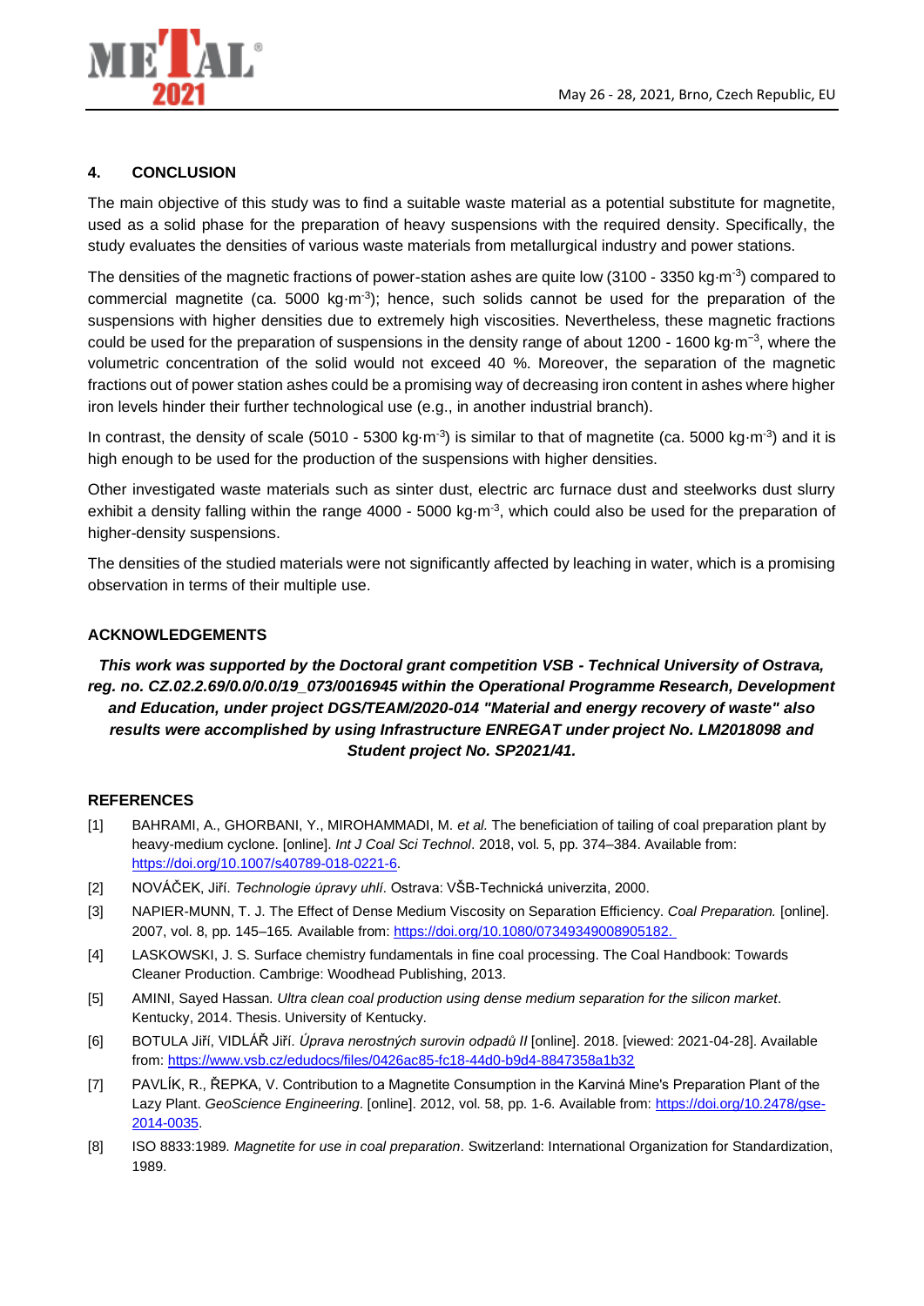## 4. CONCLUSION

The main objective of this study was to find a suitable waste material as a potential substitute for magnetite, used as a solid phase for the preparation of heavy suspensions with the required density. Specifically, the study evaluates the densities of various waste materials from metallurgical industry and power stations.

The densities of the magnetic fractions of power-station ashes are quite low (3100 - 3350 kg·m$^{-3}$) compared to commercial magnetite (ca. 5000 kg·m$^{-3}$); hence, such solids cannot be used for the preparation of the suspensions with higher densities due to extremely high viscosities. Nevertheless, these magnetic fractions could be used for the preparation of suspensions in the density range of about 1200 - 1600 kg·m$^{-3}$, where the volumetric concentration of the solid would not exceed 40 %. Moreover, the separation of the magnetic fractions out of power station ashes could be a promising way of decreasing iron content in ashes where higher iron levels hinder their further technological use (e.g., in another industrial branch).

In contrast, the density of scale (5010 - 5300 kg·m$^{-3}$) is similar to that of magnetite (ca. 5000 kg·m$^{-3}$) and it is high enough to be used for the production of the suspensions with higher densities.

Other investigated waste materials such as sinter dust, electric arc furnace dust and steelworks dust slurry exhibit a density falling within the range 4000 - 5000 kg·m$^{-3}$, which could also be used for the preparation of higher-density suspensions.

The densities of the studied materials were not significantly affected by leaching in water, which is a promising observation in terms of their multiple use.

## ACKNOWLEDGEMENTS

***This work was supported by the Doctoral grant competition VSB - Technical University of Ostrava, reg. no. CZ.02.2.69/0.0/0.0/19_073/0016945 within the Operational Programme Research, Development and Education, under project DGS/TEAM/2020-014 "Material and energy recovery of waste" also results were accomplished by using Infrastructure ENREGAT under project No. LM2018098 and Student project No. SP2021/41.***

## REFERENCES

[1] BAHRAMI, A., GHORBANI, Y., MIROHAMMADI, M. *et al.* The beneficiation of tailing of coal preparation plant by heavy-medium cyclone. [online]. *Int J Coal Sci Technol*. 2018, vol. 5, pp. 374–384. Available from: https://doi.org/10.1007/s40789-018-0221-6.

[2] NOVÁČEK, Jiří. *Technologie úpravy uhlí*. Ostrava: VŠB-Technická univerzita, 2000.

[3] NAPIER-MUNN, T. J. The Effect of Dense Medium Viscosity on Separation Efficiency. *Coal Preparation.* [online]. 2007, vol. 8, pp. 145–165. Available from: https://doi.org/10.1080/07349349008905182.

[4] LASKOWSKI, J. S. Surface chemistry fundamentals in fine coal processing. The Coal Handbook: Towards Cleaner Production. Cambrige: Woodhead Publishing, 2013.

[5] AMINI, Sayed Hassan. *Ultra clean coal production using dense medium separation for the silicon market*. Kentucky, 2014. Thesis. University of Kentucky.

[6] BOTULA Jiří, VIDLÁŘ Jiří. *Úprava nerostných surovin odpadů II* [online]. 2018. [viewed: 2021-04-28]. Available from: https://www.vsb.cz/edudocs/files/0426ac85-fc18-44d0-b9d4-8847358a1b32

[7] PAVLÍK, R., ŘEPKA, V. Contribution to a Magnetite Consumption in the Karviná Mine's Preparation Plant of the Lazy Plant. *GeoScience Engineering*. [online]. 2012, vol. 58, pp. 1-6. Available from: https://doi.org/10.2478/gse-2014-0035.

[8] ISO 8833:1989. *Magnetite for use in coal preparation*. Switzerland: International Organization for Standardization, 1989.